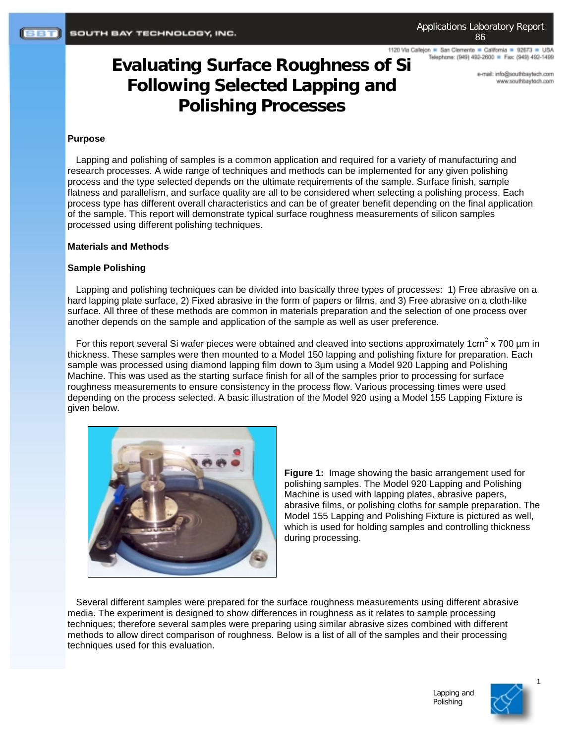# Evaluating Surface Roughness of Si Following Selected Lapping and Polishing Processes

### Purpose

Lapping and polishing of samples is a common application and required for a variety of manufacturing and research processes. A wide range of techniques and methods can be implemented for any given polishing process and the type selected depends on the ultimate requirements of the sample. Surface finish, sample flatness and parallelism, and surface quality are all to be considered when selecting a polishing process. Each process type has different overall characteristics and can be of greater benefit depending on the final application of the sample. This report will demonstrate typical surface roughness measurements of silicon samples processed using different polishing techniques.

### Materials and Methods

### Sample Polishing

Lapping and polishing techniques can be divided into basically three types of processes: 1) Free abrasive on a hard lapping plate surface, 2) Fixed abrasive in the form of papers or films, and 3) Free abrasive on a cloth-like surface. All three of these methods are common in materials preparation and the selection of one process over another depends on the sample and application of the sample as well as user preference.

For this report several Si wafer pieces were obtained and cleaved into sections approximately 1cm$^2$ x 700 µm in thickness. These samples were then mounted to a Model 150 lapping and polishing fixture for preparation. Each sample was processed using diamond lapping film down to 3µm using a Model 920 Lapping and Polishing Machine. This was used as the starting surface finish for all of the samples prior to processing for surface roughness measurements to ensure consistency in the process flow. Various processing times were used depending on the process selected. A basic illustration of the Model 920 using a Model 155 Lapping Fixture is given below.

**Figure 1:** Image showing the basic arrangement used for polishing samples. The Model 920 Lapping and Polishing Machine is used with lapping plates, abrasive papers, abrasive films, or polishing cloths for sample preparation. The Model 155 Lapping and Polishing Fixture is pictured as well, which is used for holding samples and controlling thickness during processing.

Several different samples were prepared for the surface roughness measurements using different abrasive media. The experiment is designed to show differences in roughness as it relates to sample processing techniques; therefore several samples were preparing using similar abrasive sizes combined with different methods to allow direct comparison of roughness. Below is a list of all of the samples and their processing techniques used for this evaluation.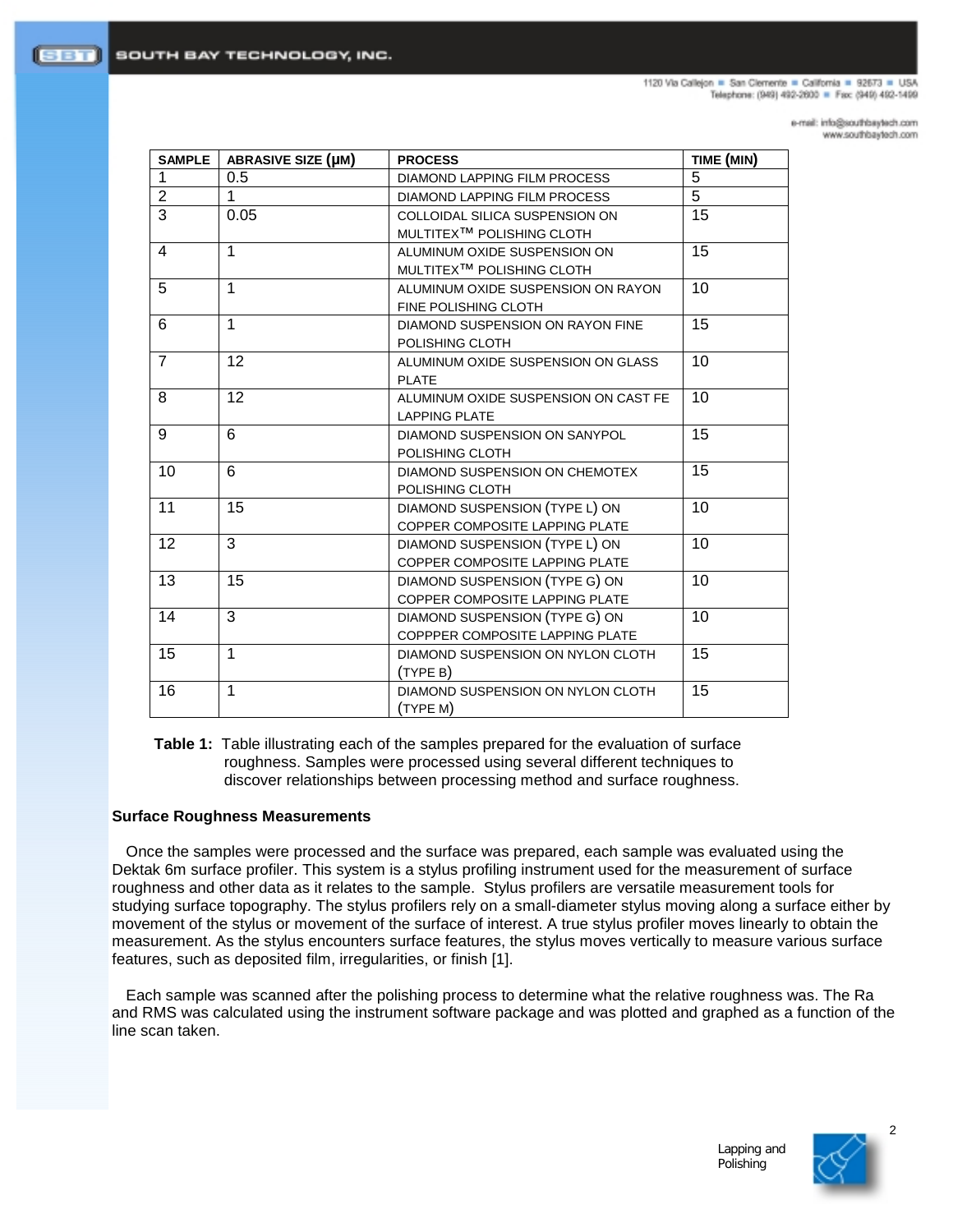| SAMPLE | ABRASIVE SIZE (µM) | PROCESS | TIME (MIN) |
|---|---|---|---|
| 1 | 0.5 | DIAMOND LAPPING FILM PROCESS | 5 |
| 2 | 1 | DIAMOND LAPPING FILM PROCESS | 5 |
| 3 | 0.05 | COLLOIDAL SILICA SUSPENSION ON MULTITEX™ POLISHING CLOTH | 15 |
| 4 | 1 | ALUMINUM OXIDE SUSPENSION ON MULTITEX™ POLISHING CLOTH | 15 |
| 5 | 1 | ALUMINUM OXIDE SUSPENSION ON RAYON FINE POLISHING CLOTH | 10 |
| 6 | 1 | DIAMOND SUSPENSION ON RAYON FINE POLISHING CLOTH | 15 |
| 7 | 12 | ALUMINUM OXIDE SUSPENSION ON GLASS PLATE | 10 |
| 8 | 12 | ALUMINUM OXIDE SUSPENSION ON CAST FE LAPPING PLATE | 10 |
| 9 | 6 | DIAMOND SUSPENSION ON SANYPOL POLISHING CLOTH | 15 |
| 10 | 6 | DIAMOND SUSPENSION ON CHEMOTEX POLISHING CLOTH | 15 |
| 11 | 15 | DIAMOND SUSPENSION (TYPE L) ON COPPER COMPOSITE LAPPING PLATE | 10 |
| 12 | 3 | DIAMOND SUSPENSION (TYPE L) ON COPPER COMPOSITE LAPPING PLATE | 10 |
| 13 | 15 | DIAMOND SUSPENSION (TYPE G) ON COPPER COMPOSITE LAPPING PLATE | 10 |
| 14 | 3 | DIAMOND SUSPENSION (TYPE G) ON COPPPER COMPOSITE LAPPING PLATE | 10 |
| 15 | 1 | DIAMOND SUSPENSION ON NYLON CLOTH (TYPE B) | 15 |
| 16 | 1 | DIAMOND SUSPENSION ON NYLON CLOTH (TYPE M) | 15 |

**Table 1:** Table illustrating each of the samples prepared for the evaluation of surface roughness. Samples were processed using several different techniques to discover relationships between processing method and surface roughness.

### Surface Roughness Measurements

Once the samples were processed and the surface was prepared, each sample was evaluated using the Dektak 6m surface profiler. This system is a stylus profiling instrument used for the measurement of surface roughness and other data as it relates to the sample. Stylus profilers are versatile measurement tools for studying surface topography. The stylus profilers rely on a small-diameter stylus moving along a surface either by movement of the stylus or movement of the surface of interest. A true stylus profiler moves linearly to obtain the measurement. As the stylus encounters surface features, the stylus moves vertically to measure various surface features, such as deposited film, irregularities, or finish [1].

Each sample was scanned after the polishing process to determine what the relative roughness was. The Ra and RMS was calculated using the instrument software package and was plotted and graphed as a function of the line scan taken.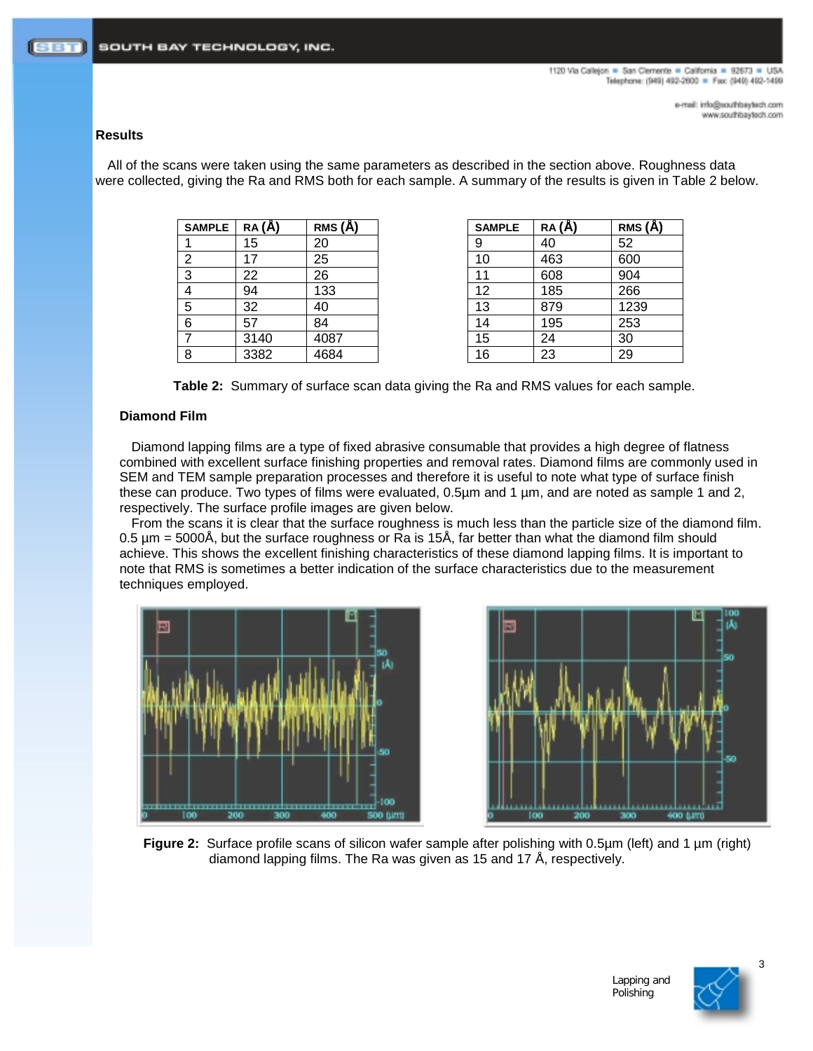## Results

All of the scans were taken using the same parameters as described in the section above. Roughness data were collected, giving the Ra and RMS both for each sample. A summary of the results is given in Table 2 below.

| SAMPLE | RA (Å) | RMS (Å) |
|---|---|---|
| 1 | 15 | 20 |
| 2 | 17 | 25 |
| 3 | 22 | 26 |
| 4 | 94 | 133 |
| 5 | 32 | 40 |
| 6 | 57 | 84 |
| 7 | 3140 | 4087 |
| 8 | 3382 | 4684 |
| 9 | 40 | 52 |
| 10 | 463 | 600 |
| 11 | 608 | 904 |
| 12 | 185 | 266 |
| 13 | 879 | 1239 |
| 14 | 195 | 253 |
| 15 | 24 | 30 |
| 16 | 23 | 29 |

**Table 2:** Summary of surface scan data giving the Ra and RMS values for each sample.

### Diamond Film

Diamond lapping films are a type of fixed abrasive consumable that provides a high degree of flatness combined with excellent surface finishing properties and removal rates. Diamond films are commonly used in SEM and TEM sample preparation processes and therefore it is useful to note what type of surface finish these can produce. Two types of films were evaluated, 0.5µm and 1 µm, and are noted as sample 1 and 2, respectively. The surface profile images are given below.

From the scans it is clear that the surface roughness is much less than the particle size of the diamond film. 0.5 µm = 5000Å, but the surface roughness or Ra is 15Å, far better than what the diamond film should achieve. This shows the excellent finishing characteristics of these diamond lapping films. It is important to note that RMS is sometimes a better indication of the surface characteristics due to the measurement techniques employed.

**Figure 2:** Surface profile scans of silicon wafer sample after polishing with 0.5µm (left) and 1 µm (right) diamond lapping films. The Ra was given as 15 and 17 Å, respectively.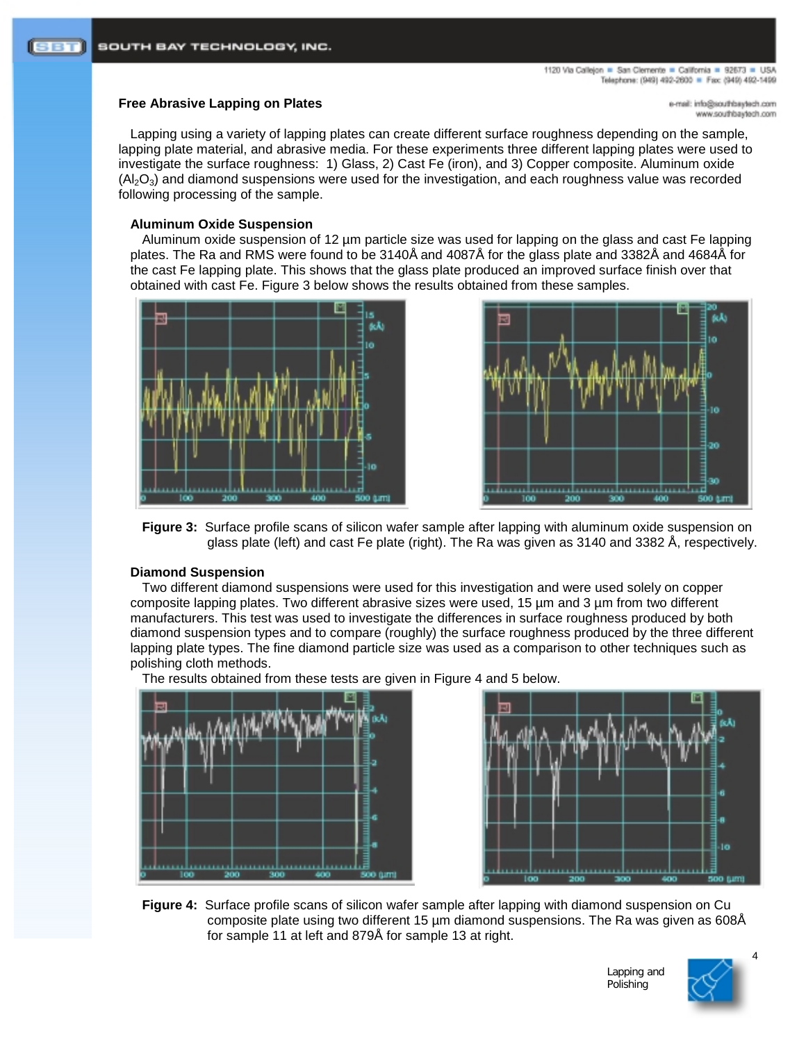## Free Abrasive Lapping on Plates

Lapping using a variety of lapping plates can create different surface roughness depending on the sample, lapping plate material, and abrasive media. For these experiments three different lapping plates were used to investigate the surface roughness: 1) Glass, 2) Cast Fe (iron), and 3) Copper composite. Aluminum oxide ($Al_2O_3$) and diamond suspensions were used for the investigation, and each roughness value was recorded following processing of the sample.

### Aluminum Oxide Suspension

Aluminum oxide suspension of 12 µm particle size was used for lapping on the glass and cast Fe lapping plates. The Ra and RMS were found to be 3140Å and 4087Å for the glass plate and 3382Å and 4684Å for the cast Fe lapping plate. This shows that the glass plate produced an improved surface finish over that obtained with cast Fe. Figure 3 below shows the results obtained from these samples.

**Figure 3:** Surface profile scans of silicon wafer sample after lapping with aluminum oxide suspension on glass plate (left) and cast Fe plate (right). The Ra was given as 3140 and 3382 Å, respectively.

### Diamond Suspension

Two different diamond suspensions were used for this investigation and were used solely on copper composite lapping plates. Two different abrasive sizes were used, 15 µm and 3 µm from two different manufacturers. This test was used to investigate the differences in surface roughness produced by both diamond suspension types and to compare (roughly) the surface roughness produced by the three different lapping plate types. The fine diamond particle size was used as a comparison to other techniques such as polishing cloth methods.

The results obtained from these tests are given in Figure 4 and 5 below.

**Figure 4:** Surface profile scans of silicon wafer sample after lapping with diamond suspension on Cu composite plate using two different 15 µm diamond suspensions. The Ra was given as 608Å for sample 11 at left and 879Å for sample 13 at right.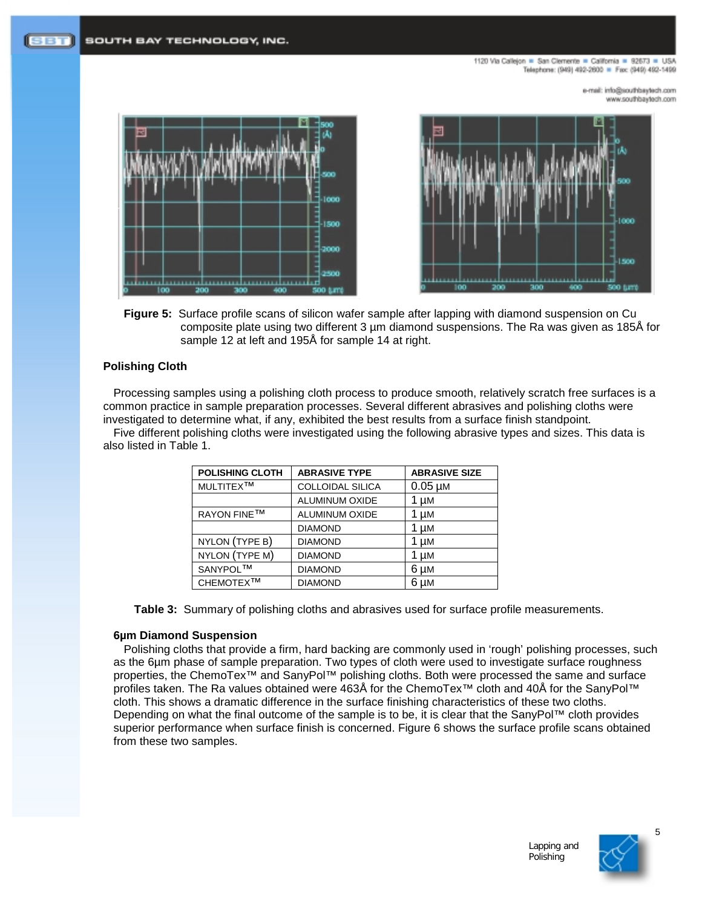**Figure 5:** Surface profile scans of silicon wafer sample after lapping with diamond suspension on Cu composite plate using two different 3 µm diamond suspensions. The Ra was given as 185Å for sample 12 at left and 195Å for sample 14 at right.

## Polishing Cloth

Processing samples using a polishing cloth process to produce smooth, relatively scratch free surfaces is a common practice in sample preparation processes. Several different abrasives and polishing cloths were investigated to determine what, if any, exhibited the best results from a surface finish standpoint.

Five different polishing cloths were investigated using the following abrasive types and sizes. This data is also listed in Table 1.

| POLISHING CLOTH | ABRASIVE TYPE | ABRASIVE SIZE |
|---|---|---|
| MULTITEX™ | COLLOIDAL SILICA | 0.05 µM |
| | ALUMINUM OXIDE | 1 µM |
| RAYON FINE™ | ALUMINUM OXIDE | 1 µM |
| | DIAMOND | 1 µM |
| NYLON (TYPE B) | DIAMOND | 1 µM |
| NYLON (TYPE M) | DIAMOND | 1 µM |
| SANYPOL™ | DIAMOND | 6 µM |
| CHEMOTEX™ | DIAMOND | 6 µM |

**Table 3:** Summary of polishing cloths and abrasives used for surface profile measurements.

### 6µm Diamond Suspension

Polishing cloths that provide a firm, hard backing are commonly used in 'rough' polishing processes, such as the 6µm phase of sample preparation. Two types of cloth were used to investigate surface roughness properties, the ChemoTex™ and SanyPol™ polishing cloths. Both were processed the same and surface profiles taken. The Ra values obtained were 463Å for the ChemoTex™ cloth and 40Å for the SanyPol™ cloth. This shows a dramatic difference in the surface finishing characteristics of these two cloths. Depending on what the final outcome of the sample is to be, it is clear that the SanyPol™ cloth provides superior performance when surface finish is concerned. Figure 6 shows the surface profile scans obtained from these two samples.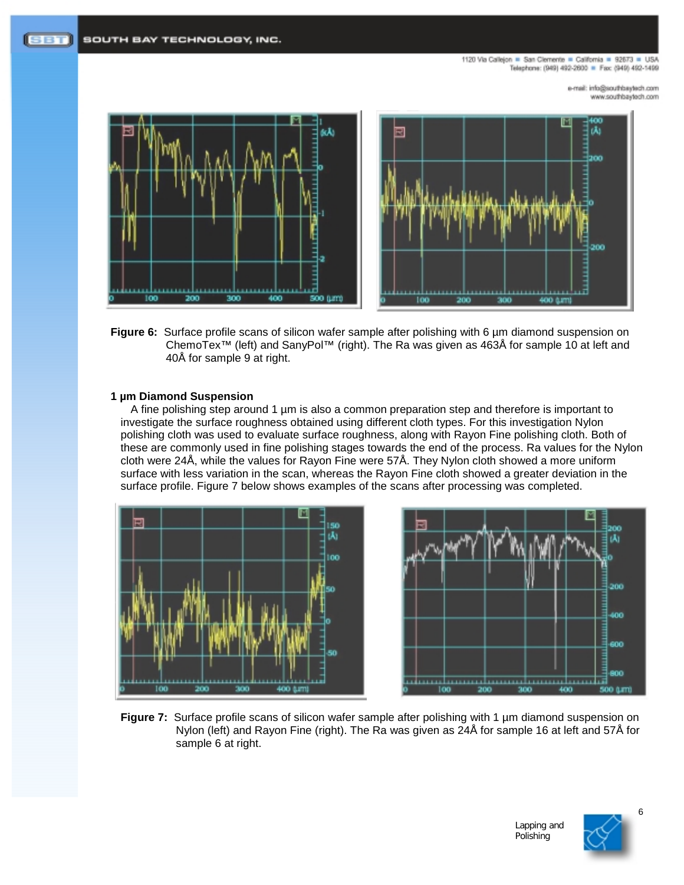**Figure 6:** Surface profile scans of silicon wafer sample after polishing with 6 µm diamond suspension on ChemoTex™ (left) and SanyPol™ (right). The Ra was given as 463Å for sample 10 at left and 40Å for sample 9 at right.

**1 µm Diamond Suspension**

A fine polishing step around 1 µm is also a common preparation step and therefore is important to investigate the surface roughness obtained using different cloth types. For this investigation Nylon polishing cloth was used to evaluate surface roughness, along with Rayon Fine polishing cloth. Both of these are commonly used in fine polishing stages towards the end of the process. Ra values for the Nylon cloth were 24Å, while the values for Rayon Fine were 57Å. They Nylon cloth showed a more uniform surface with less variation in the scan, whereas the Rayon Fine cloth showed a greater deviation in the surface profile. Figure 7 below shows examples of the scans after processing was completed.

**Figure 7:** Surface profile scans of silicon wafer sample after polishing with 1 µm diamond suspension on Nylon (left) and Rayon Fine (right). The Ra was given as 24Å for sample 16 at left and 57Å for sample 6 at right.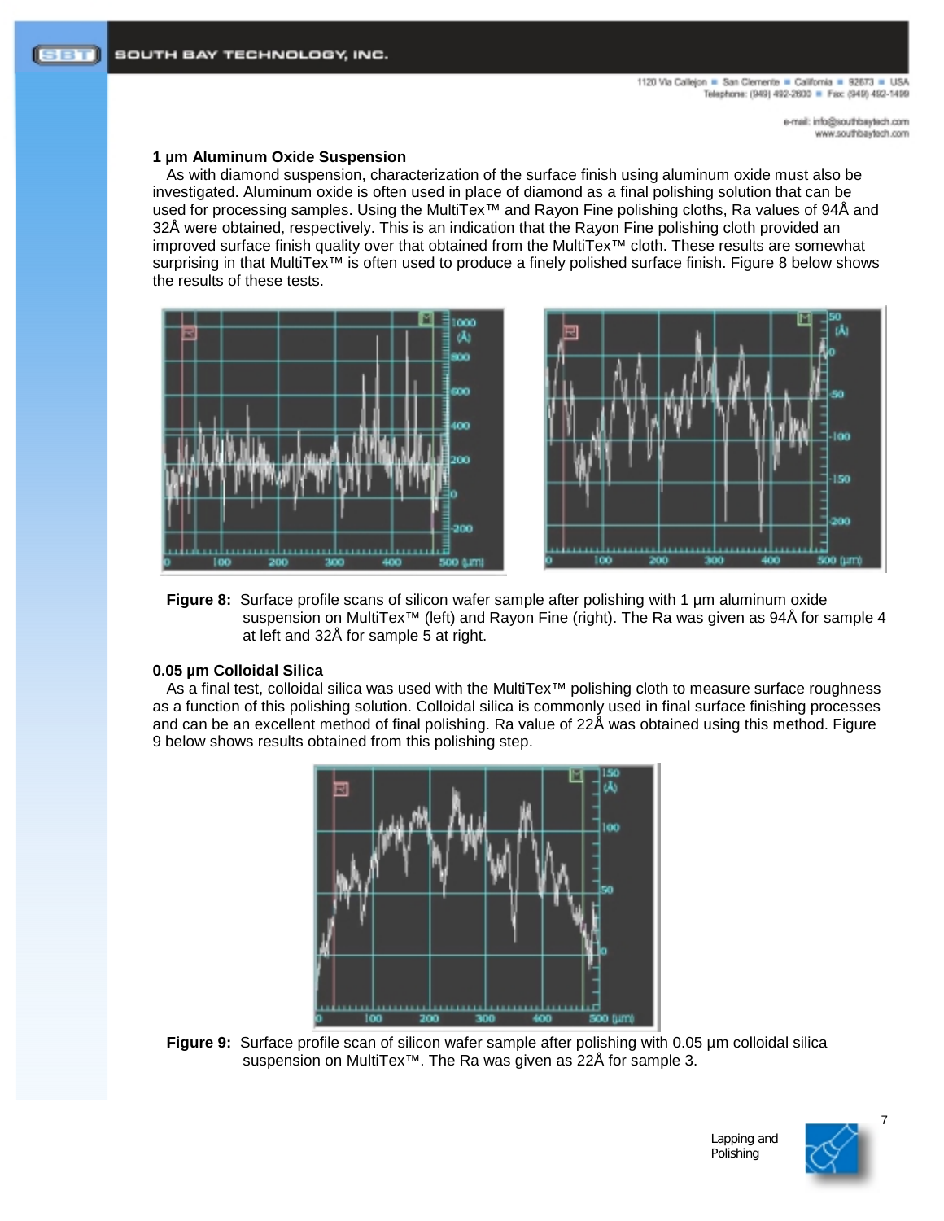### 1 μm Aluminum Oxide Suspension

As with diamond suspension, characterization of the surface finish using aluminum oxide must also be investigated. Aluminum oxide is often used in place of diamond as a final polishing solution that can be used for processing samples. Using the MultiTex™ and Rayon Fine polishing cloths, Ra values of 94Å and 32Å were obtained, respectively. This is an indication that the Rayon Fine polishing cloth provided an improved surface finish quality over that obtained from the MultiTex™ cloth. These results are somewhat surprising in that MultiTex™ is often used to produce a finely polished surface finish. Figure 8 below shows the results of these tests.

**Figure 8:** Surface profile scans of silicon wafer sample after polishing with 1 μm aluminum oxide suspension on MultiTex™ (left) and Rayon Fine (right). The Ra was given as 94Å for sample 4 at left and 32Å for sample 5 at right.

### 0.05 μm Colloidal Silica

As a final test, colloidal silica was used with the MultiTex™ polishing cloth to measure surface roughness as a function of this polishing solution. Colloidal silica is commonly used in final surface finishing processes and can be an excellent method of final polishing. Ra value of 22Å was obtained using this method. Figure 9 below shows results obtained from this polishing step.

**Figure 9:** Surface profile scan of silicon wafer sample after polishing with 0.05 μm colloidal silica suspension on MultiTex™. The Ra was given as 22Å for sample 3.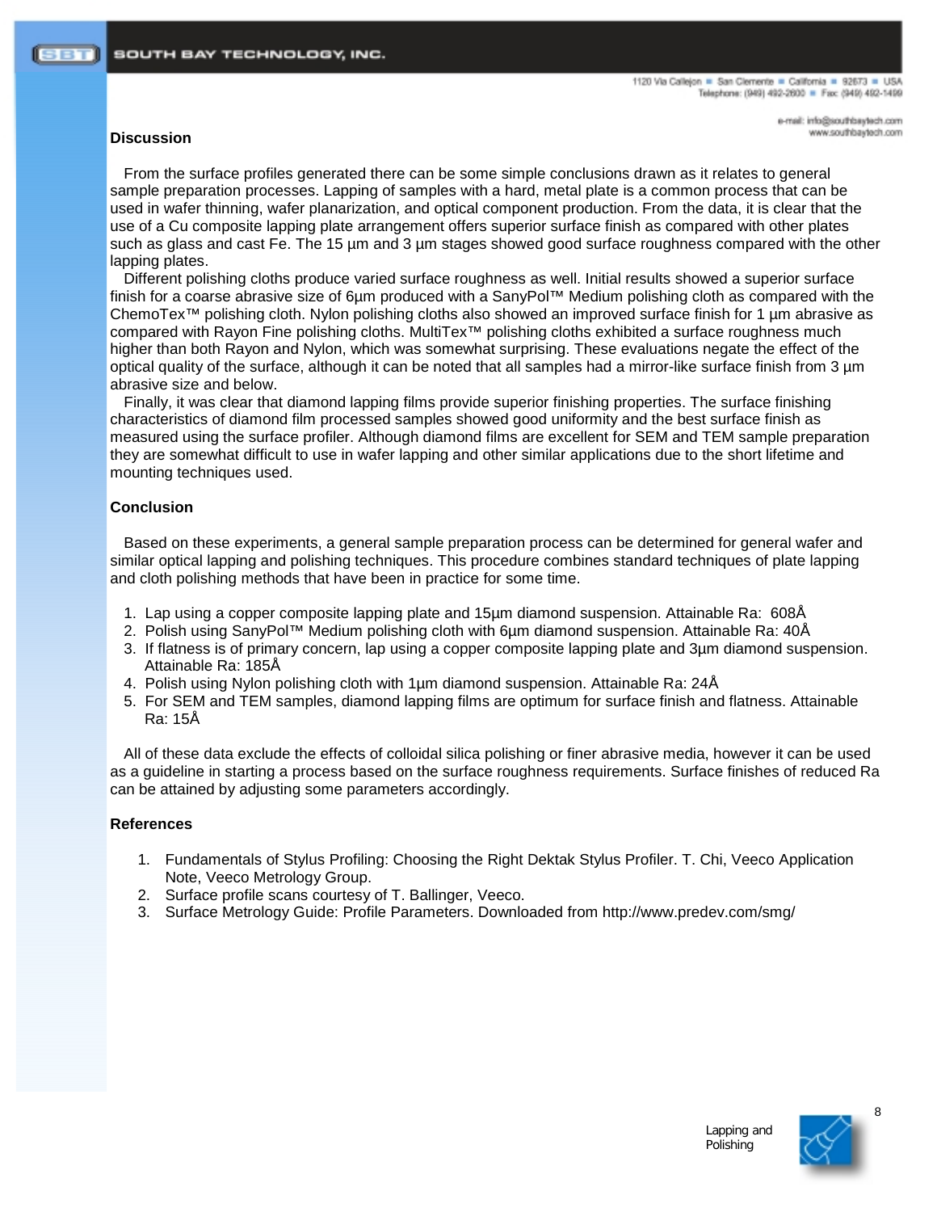## Discussion

From the surface profiles generated there can be some simple conclusions drawn as it relates to general sample preparation processes. Lapping of samples with a hard, metal plate is a common process that can be used in wafer thinning, wafer planarization, and optical component production. From the data, it is clear that the use of a Cu composite lapping plate arrangement offers superior surface finish as compared with other plates such as glass and cast Fe. The 15 µm and 3 µm stages showed good surface roughness compared with the other lapping plates.

Different polishing cloths produce varied surface roughness as well. Initial results showed a superior surface finish for a coarse abrasive size of 6µm produced with a SanyPol™ Medium polishing cloth as compared with the ChemoTex™ polishing cloth. Nylon polishing cloths also showed an improved surface finish for 1 µm abrasive as compared with Rayon Fine polishing cloths. MultiTex™ polishing cloths exhibited a surface roughness much higher than both Rayon and Nylon, which was somewhat surprising. These evaluations negate the effect of the optical quality of the surface, although it can be noted that all samples had a mirror-like surface finish from 3 µm abrasive size and below.

Finally, it was clear that diamond lapping films provide superior finishing properties. The surface finishing characteristics of diamond film processed samples showed good uniformity and the best surface finish as measured using the surface profiler. Although diamond films are excellent for SEM and TEM sample preparation they are somewhat difficult to use in wafer lapping and other similar applications due to the short lifetime and mounting techniques used.

## Conclusion

Based on these experiments, a general sample preparation process can be determined for general wafer and similar optical lapping and polishing techniques. This procedure combines standard techniques of plate lapping and cloth polishing methods that have been in practice for some time.

1. Lap using a copper composite lapping plate and 15µm diamond suspension. Attainable Ra: 608Å
2. Polish using SanyPol™ Medium polishing cloth with 6µm diamond suspension. Attainable Ra: 40Å
3. If flatness is of primary concern, lap using a copper composite lapping plate and 3µm diamond suspension. Attainable Ra: 185Å
4. Polish using Nylon polishing cloth with 1µm diamond suspension. Attainable Ra: 24Å
5. For SEM and TEM samples, diamond lapping films are optimum for surface finish and flatness. Attainable Ra: 15Å

All of these data exclude the effects of colloidal silica polishing or finer abrasive media, however it can be used as a guideline in starting a process based on the surface roughness requirements. Surface finishes of reduced Ra can be attained by adjusting some parameters accordingly.

## References

1. Fundamentals of Stylus Profiling: Choosing the Right Dektak Stylus Profiler. T. Chi, Veeco Application Note, Veeco Metrology Group.
2. Surface profile scans courtesy of T. Ballinger, Veeco.
3. Surface Metrology Guide: Profile Parameters. Downloaded from http://www.predev.com/smg/